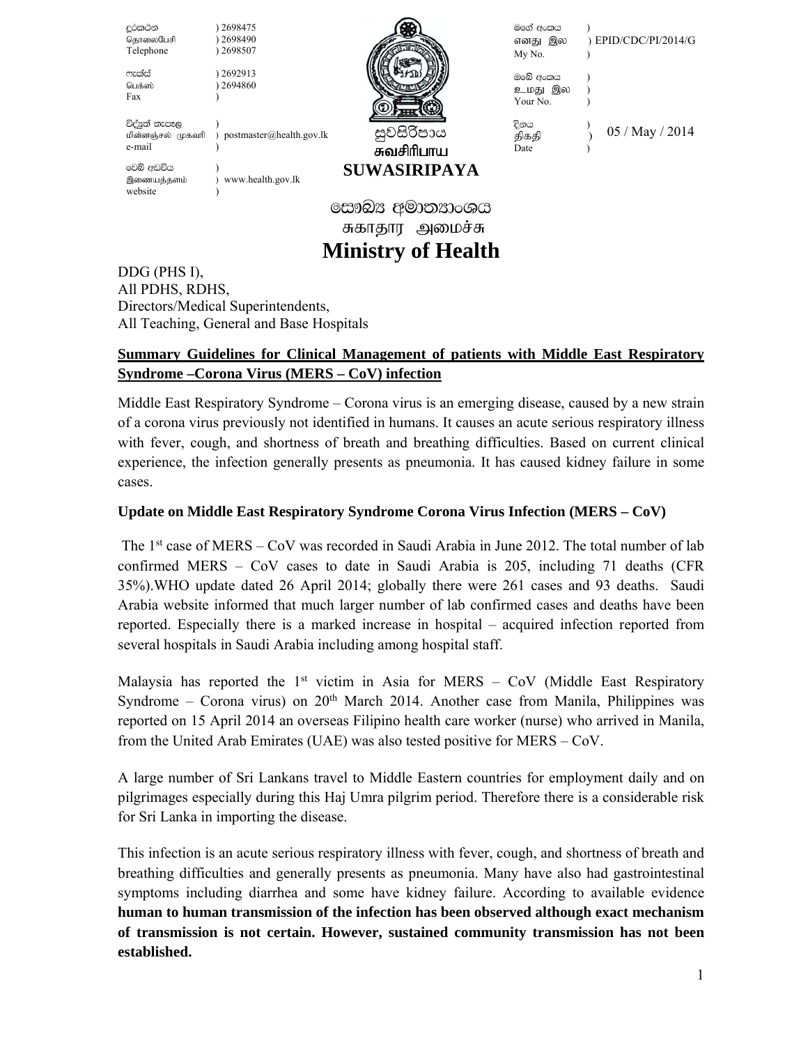| | | |
|---|---|---|
| දුරකථන<br>தொலைபேசி<br>Telephone | ) 2698475<br>) 2698490<br>) 2698507 | |
| ෆැක්ස්<br>பெக்ஸ்<br>Fax | ) 2692913<br>) 2694860<br>) | |
| විද්‍යුත් තැපෑල<br>மின்னஞ்சல் முகவரி<br>e-mail | )<br>) postmaster@health.gov.lk<br>) | |
| වෙබ් අඩවිය<br>இணையத்தளம்<br>website | )<br>) www.health.gov.lk<br>) | |

සුවසිරිපාය
சுவசிரிபாய
**SUWASIRIPAYA**

| | |
|---|---|
| මගේ අංකය<br>எனது இல<br>My No. | ) EPID/CDC/PI/2014/G |
| ඔබේ අංකය<br>உமது இல<br>Your No. | ) |
| දිනය<br>திகதி<br>Date | ) 05 / May / 2014 |

සෞඛ්‍ය අමාත්‍යාංශය
சுகாதார அமைச்சு

# Ministry of Health

DDG (PHS I),
All PDHS, RDHS,
Directors/Medical Superintendents,
All Teaching, General and Base Hospitals

**Summary Guidelines for Clinical Management of patients with Middle East Respiratory Syndrome –Corona Virus (MERS – CoV) infection**

Middle East Respiratory Syndrome – Corona virus is an emerging disease, caused by a new strain of a corona virus previously not identified in humans. It causes an acute serious respiratory illness with fever, cough, and shortness of breath and breathing difficulties. Based on current clinical experience, the infection generally presents as pneumonia. It has caused kidney failure in some cases.

**Update on Middle East Respiratory Syndrome Corona Virus Infection (MERS – CoV)**

The 1st case of MERS – CoV was recorded in Saudi Arabia in June 2012. The total number of lab confirmed MERS – CoV cases to date in Saudi Arabia is 205, including 71 deaths (CFR 35%).WHO update dated 26 April 2014; globally there were 261 cases and 93 deaths. Saudi Arabia website informed that much larger number of lab confirmed cases and deaths have been reported. Especially there is a marked increase in hospital – acquired infection reported from several hospitals in Saudi Arabia including among hospital staff.

Malaysia has reported the 1st victim in Asia for MERS – CoV (Middle East Respiratory Syndrome – Corona virus) on 20th March 2014. Another case from Manila, Philippines was reported on 15 April 2014 an overseas Filipino health care worker (nurse) who arrived in Manila, from the United Arab Emirates (UAE) was also tested positive for MERS – CoV.

A large number of Sri Lankans travel to Middle Eastern countries for employment daily and on pilgrimages especially during this Haj Umra pilgrim period. Therefore there is a considerable risk for Sri Lanka in importing the disease.

This infection is an acute serious respiratory illness with fever, cough, and shortness of breath and breathing difficulties and generally presents as pneumonia. Many have also had gastrointestinal symptoms including diarrhea and some have kidney failure. According to available evidence **human to human transmission of the infection has been observed although exact mechanism of transmission is not certain. However, sustained community transmission has not been established.**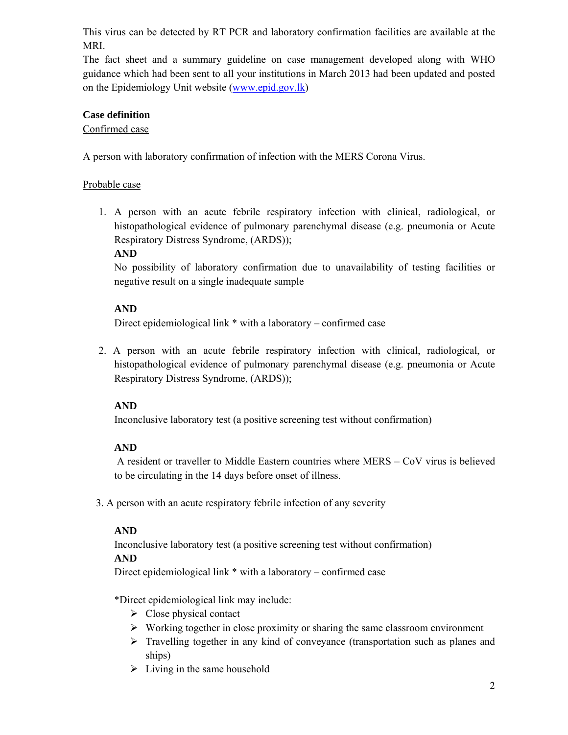This virus can be detected by RT PCR and laboratory confirmation facilities are available at the MRI.

The fact sheet and a summary guideline on case management developed along with WHO guidance which had been sent to all your institutions in March 2013 had been updated and posted on the Epidemiology Unit website (www.epid.gov.lk)

**Case definition**

<u>Confirmed case</u>

A person with laboratory confirmation of infection with the MERS Corona Virus.

<u>Probable case</u>

1. A person with an acute febrile respiratory infection with clinical, radiological, or histopathological evidence of pulmonary parenchymal disease (e.g. pneumonia or Acute Respiratory Distress Syndrome, (ARDS));

   **AND**

   No possibility of laboratory confirmation due to unavailability of testing facilities or negative result on a single inadequate sample

   **AND**

   Direct epidemiological link * with a laboratory – confirmed case

2. A person with an acute febrile respiratory infection with clinical, radiological, or histopathological evidence of pulmonary parenchymal disease (e.g. pneumonia or Acute Respiratory Distress Syndrome, (ARDS));

   **AND**

   Inconclusive laboratory test (a positive screening test without confirmation)

   **AND**

   A resident or traveller to Middle Eastern countries where MERS – CoV virus is believed to be circulating in the 14 days before onset of illness.

3. A person with an acute respiratory febrile infection of any severity

   **AND**

   Inconclusive laboratory test (a positive screening test without confirmation)

   **AND**

   Direct epidemiological link * with a laboratory – confirmed case

   *Direct epidemiological link may include:

   - Close physical contact
   - Working together in close proximity or sharing the same classroom environment
   - Travelling together in any kind of conveyance (transportation such as planes and ships)
   - Living in the same household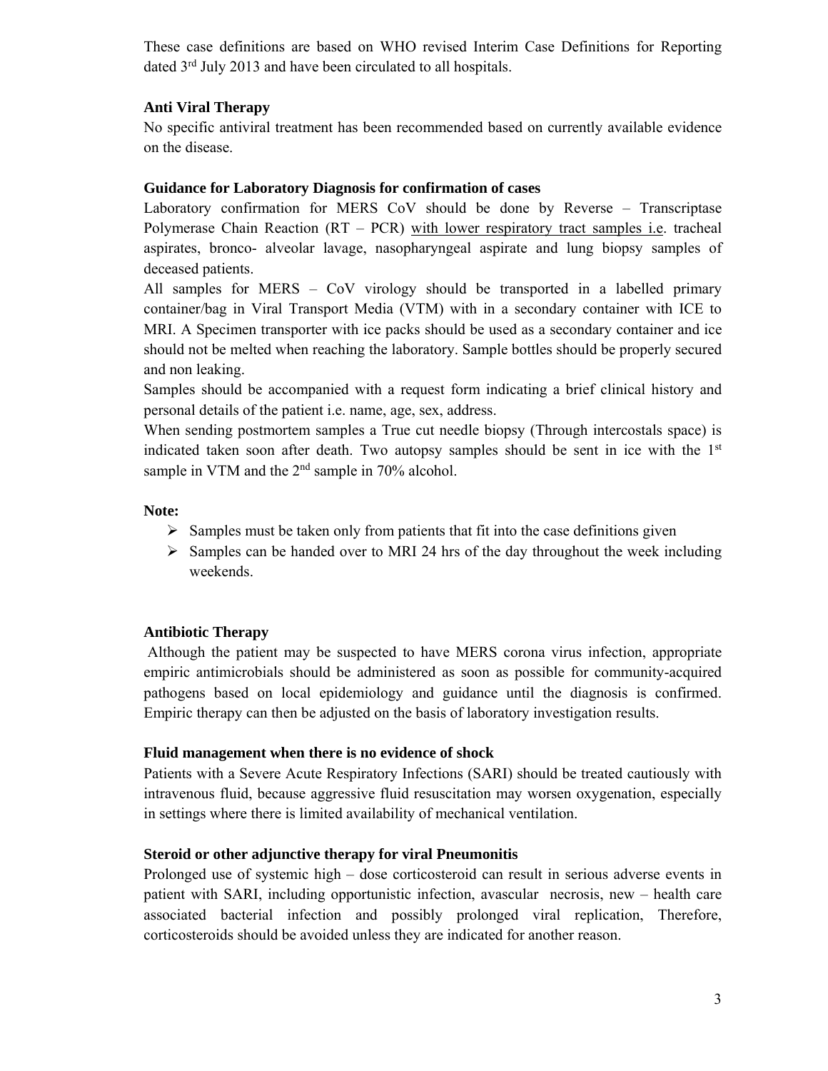These case definitions are based on WHO revised Interim Case Definitions for Reporting dated 3rd July 2013 and have been circulated to all hospitals.

**Anti Viral Therapy**

No specific antiviral treatment has been recommended based on currently available evidence on the disease.

**Guidance for Laboratory Diagnosis for confirmation of cases**

Laboratory confirmation for MERS CoV should be done by Reverse – Transcriptase Polymerase Chain Reaction (RT – PCR) <u>with lower respiratory tract samples i.e</u>. tracheal aspirates, bronco- alveolar lavage, nasopharyngeal aspirate and lung biopsy samples of deceased patients.

All samples for MERS – CoV virology should be transported in a labelled primary container/bag in Viral Transport Media (VTM) with in a secondary container with ICE to MRI. A Specimen transporter with ice packs should be used as a secondary container and ice should not be melted when reaching the laboratory. Sample bottles should be properly secured and non leaking.

Samples should be accompanied with a request form indicating a brief clinical history and personal details of the patient i.e. name, age, sex, address.

When sending postmortem samples a True cut needle biopsy (Through intercostals space) is indicated taken soon after death. Two autopsy samples should be sent in ice with the 1st sample in VTM and the 2nd sample in 70% alcohol.

**Note:**

- Samples must be taken only from patients that fit into the case definitions given
- Samples can be handed over to MRI 24 hrs of the day throughout the week including weekends.

**Antibiotic Therapy**

Although the patient may be suspected to have MERS corona virus infection, appropriate empiric antimicrobials should be administered as soon as possible for community-acquired pathogens based on local epidemiology and guidance until the diagnosis is confirmed. Empiric therapy can then be adjusted on the basis of laboratory investigation results.

**Fluid management when there is no evidence of shock**

Patients with a Severe Acute Respiratory Infections (SARI) should be treated cautiously with intravenous fluid, because aggressive fluid resuscitation may worsen oxygenation, especially in settings where there is limited availability of mechanical ventilation.

**Steroid or other adjunctive therapy for viral Pneumonitis**

Prolonged use of systemic high – dose corticosteroid can result in serious adverse events in patient with SARI, including opportunistic infection, avascular necrosis, new – health care associated bacterial infection and possibly prolonged viral replication, Therefore, corticosteroids should be avoided unless they are indicated for another reason.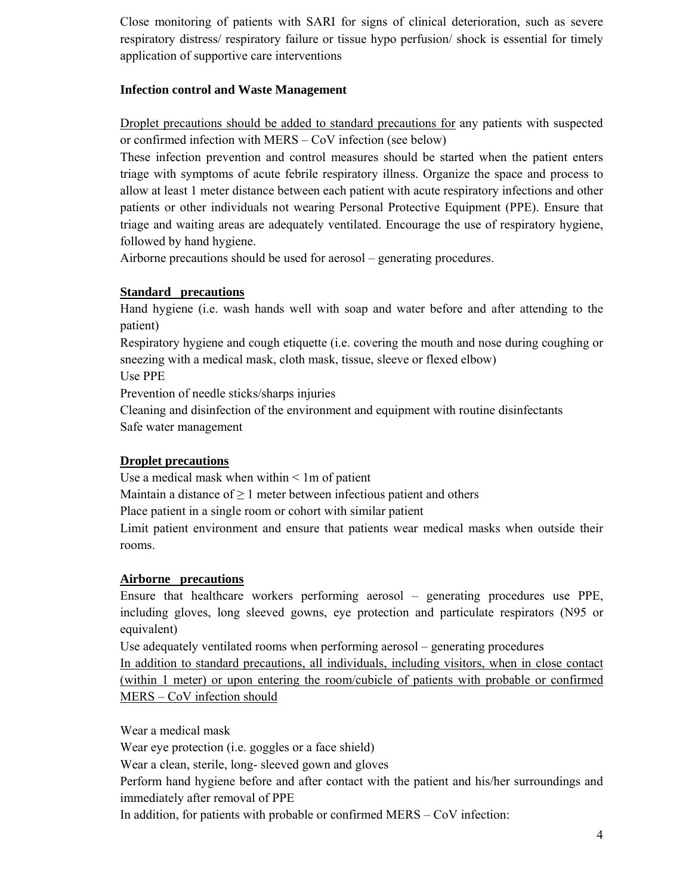Close monitoring of patients with SARI for signs of clinical deterioration, such as severe respiratory distress/ respiratory failure or tissue hypo perfusion/ shock is essential for timely application of supportive care interventions

**Infection control and Waste Management**

Droplet precautions should be added to standard precautions for any patients with suspected or confirmed infection with MERS – CoV infection (see below)

These infection prevention and control measures should be started when the patient enters triage with symptoms of acute febrile respiratory illness. Organize the space and process to allow at least 1 meter distance between each patient with acute respiratory infections and other patients or other individuals not wearing Personal Protective Equipment (PPE). Ensure that triage and waiting areas are adequately ventilated. Encourage the use of respiratory hygiene, followed by hand hygiene.

Airborne precautions should be used for aerosol – generating procedures.

**Standard precautions**

Hand hygiene (i.e. wash hands well with soap and water before and after attending to the patient)

Respiratory hygiene and cough etiquette (i.e. covering the mouth and nose during coughing or sneezing with a medical mask, cloth mask, tissue, sleeve or flexed elbow)

Use PPE

Prevention of needle sticks/sharps injuries

Cleaning and disinfection of the environment and equipment with routine disinfectants

Safe water management

**Droplet precautions**

Use a medical mask when within < 1m of patient

Maintain a distance of ≥ 1 meter between infectious patient and others

Place patient in a single room or cohort with similar patient

Limit patient environment and ensure that patients wear medical masks when outside their rooms.

**Airborne precautions**

Ensure that healthcare workers performing aerosol – generating procedures use PPE, including gloves, long sleeved gowns, eye protection and particulate respirators (N95 or equivalent)

Use adequately ventilated rooms when performing aerosol – generating procedures

In addition to standard precautions, all individuals, including visitors, when in close contact (within 1 meter) or upon entering the room/cubicle of patients with probable or confirmed MERS – CoV infection should

Wear a medical mask

Wear eye protection (i.e. goggles or a face shield)

Wear a clean, sterile, long- sleeved gown and gloves

Perform hand hygiene before and after contact with the patient and his/her surroundings and immediately after removal of PPE

In addition, for patients with probable or confirmed MERS – CoV infection: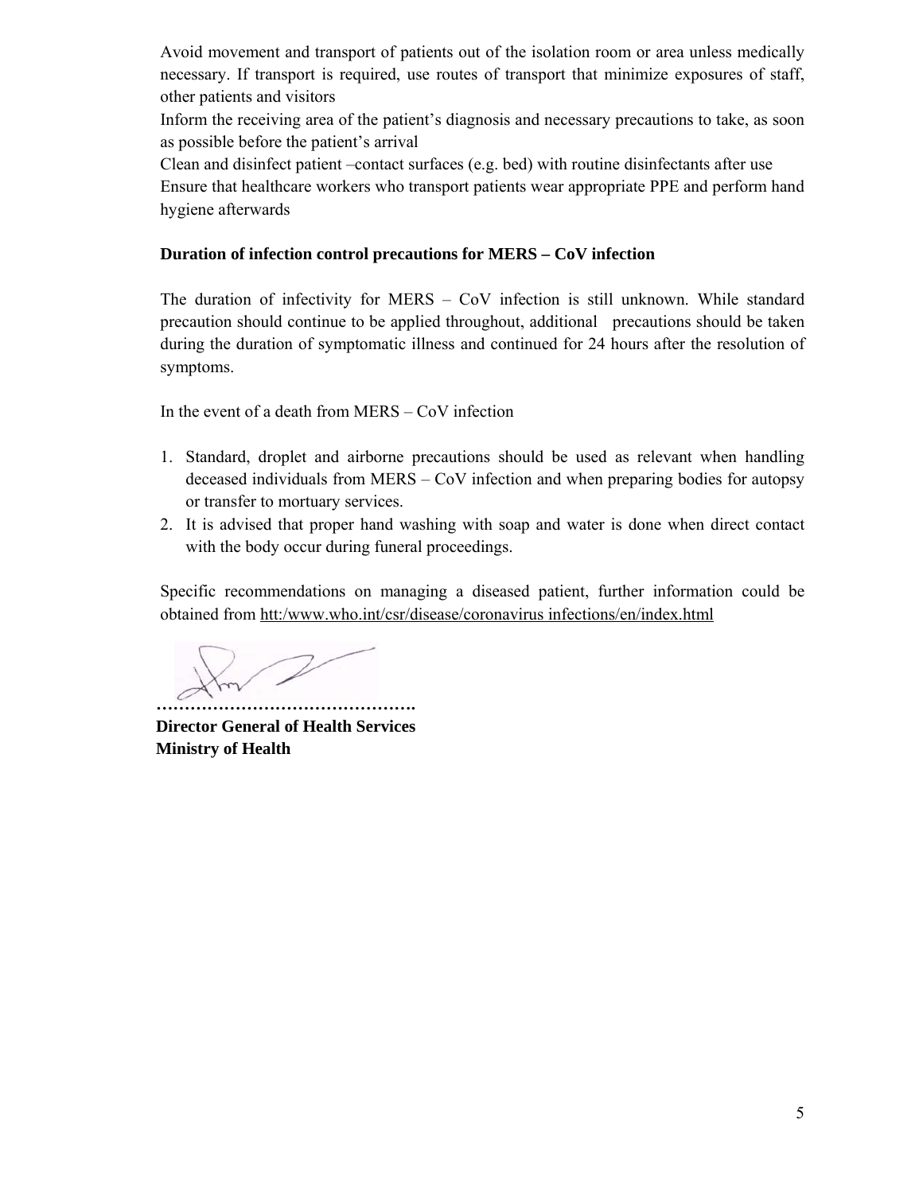Avoid movement and transport of patients out of the isolation room or area unless medically necessary. If transport is required, use routes of transport that minimize exposures of staff, other patients and visitors

Inform the receiving area of the patient's diagnosis and necessary precautions to take, as soon as possible before the patient's arrival

Clean and disinfect patient –contact surfaces (e.g. bed) with routine disinfectants after use

Ensure that healthcare workers who transport patients wear appropriate PPE and perform hand hygiene afterwards

**Duration of infection control precautions for MERS – CoV infection**

The duration of infectivity for MERS – CoV infection is still unknown. While standard precaution should continue to be applied throughout, additional precautions should be taken during the duration of symptomatic illness and continued for 24 hours after the resolution of symptoms.

In the event of a death from MERS – CoV infection

1. Standard, droplet and airborne precautions should be used as relevant when handling deceased individuals from MERS – CoV infection and when preparing bodies for autopsy or transfer to mortuary services.
2. It is advised that proper hand washing with soap and water is done when direct contact with the body occur during funeral proceedings.

Specific recommendations on managing a diseased patient, further information could be obtained from htt:/www.who.int/csr/disease/coronavirus infections/en/index.html

……………………………………….

**Director General of Health Services**
**Ministry of Health**